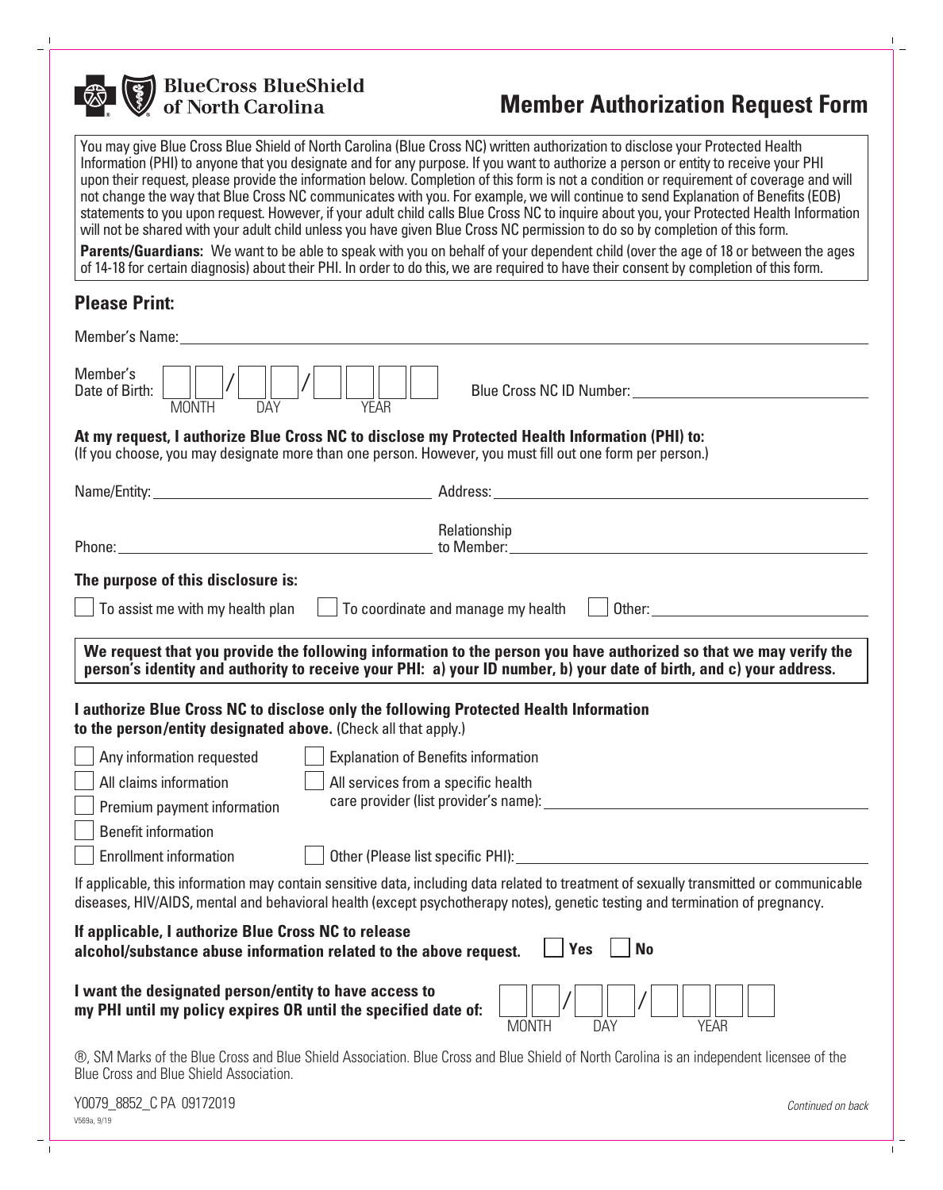**BlueCross BlueShield of North Carolina**

# Member Authorization Request Form

You may give Blue Cross Blue Shield of North Carolina (Blue Cross NC) written authorization to disclose your Protected Health Information (PHI) to anyone that you designate and for any purpose. If you want to authorize a person or entity to receive your PHI upon their request, please provide the information below. Completion of this form is not a condition or requirement of coverage and will not change the way that Blue Cross NC communicates with you. For example, we will continue to send Explanation of Benefits (EOB) statements to you upon request. However, if your adult child calls Blue Cross NC to inquire about you, your Protected Health Information will not be shared with your adult child unless you have given Blue Cross NC permission to do so by completion of this form.

**Parents/Guardians:** We want to be able to speak with you on behalf of your dependent child (over the age of 18 or between the ages of 14-18 for certain diagnosis) about their PHI. In order to do this, we are required to have their consent by completion of this form.

## Please Print:

Member's Name: ______________________________

Member's Date of Birth: ☐☐ / ☐☐ / ☐☐☐☐ (MONTH / DAY / YEAR)    Blue Cross NC ID Number: ______________________________

**At my request, I authorize Blue Cross NC to disclose my Protected Health Information (PHI) to:**
(If you choose, you may designate more than one person. However, you must fill out one form per person.)

Name/Entity: ______________________________ Address: ______________________________

Phone: ______________________________ Relationship to Member: ______________________________

**The purpose of this disclosure is:**

☐ To assist me with my health plan ☐ To coordinate and manage my health ☐ Other: ______________________________

**We request that you provide the following information to the person you have authorized so that we may verify the person's identity and authority to receive your PHI: a) your ID number, b) your date of birth, and c) your address.**

**I authorize Blue Cross NC to disclose only the following Protected Health Information to the person/entity designated above.** (Check all that apply.)

- ☐ Any information requested
- ☐ All claims information
- ☐ Premium payment information
- ☐ Benefit information
- ☐ Enrollment information
- ☐ Explanation of Benefits information
- ☐ All services from a specific health care provider (list provider's name): ______________________________
- ☐ Other (Please list specific PHI): ______________________________

If applicable, this information may contain sensitive data, including data related to treatment of sexually transmitted or communicable diseases, HIV/AIDS, mental and behavioral health (except psychotherapy notes), genetic testing and termination of pregnancy.

**If applicable, I authorize Blue Cross NC to release alcohol/substance abuse information related to the above request.** ☐ **Yes** ☐ **No**

**I want the designated person/entity to have access to my PHI until my policy expires OR until the specified date of:** ☐☐ / ☐☐ / ☐☐☐☐ (MONTH / DAY / YEAR)

®, SM Marks of the Blue Cross and Blue Shield Association. Blue Cross and Blue Shield of North Carolina is an independent licensee of the Blue Cross and Blue Shield Association.

Y0079_8852_C PA 09172019

V569a, 9/19

*Continued on back*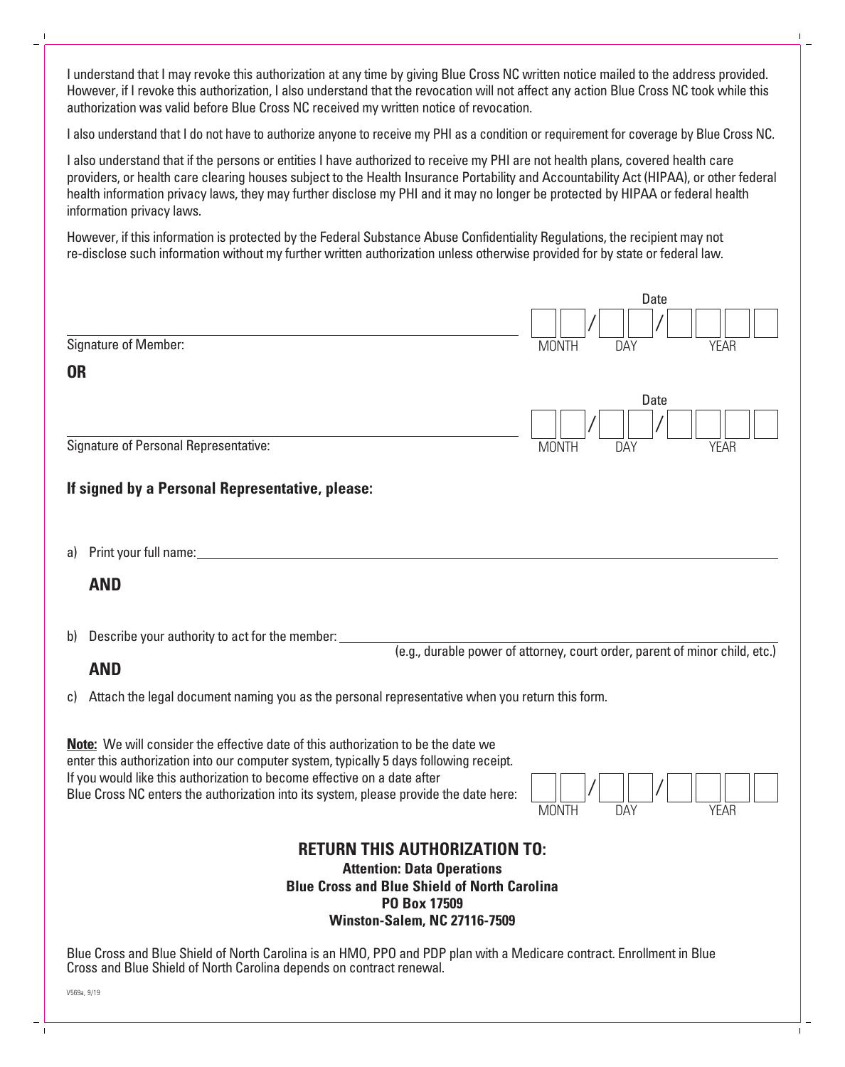I understand that I may revoke this authorization at any time by giving Blue Cross NC written notice mailed to the address provided. However, if I revoke this authorization, I also understand that the revocation will not affect any action Blue Cross NC took while this authorization was valid before Blue Cross NC received my written notice of revocation.

I also understand that I do not have to authorize anyone to receive my PHI as a condition or requirement for coverage by Blue Cross NC.

I also understand that if the persons or entities I have authorized to receive my PHI are not health plans, covered health care providers, or health care clearing houses subject to the Health Insurance Portability and Accountability Act (HIPAA), or other federal health information privacy laws, they may further disclose my PHI and it may no longer be protected by HIPAA or federal health information privacy laws.

However, if this information is protected by the Federal Substance Abuse Confidentiality Regulations, the recipient may not re-disclose such information without my further written authorization unless otherwise provided for by state or federal law.

Signature of Member: ______________________________ Date: ___ ___ / ___ ___ / ___ ___ ___ ___ (MONTH / DAY / YEAR)

**OR**

Signature of Personal Representative: ______________________________ Date: ___ ___ / ___ ___ / ___ ___ ___ ___ (MONTH / DAY / YEAR)

### If signed by a Personal Representative, please:

a) Print your full name: ______________________________

**AND**

b) Describe your authority to act for the member: ______________________________
(e.g., durable power of attorney, court order, parent of minor child, etc.)

**AND**

c) Attach the legal document naming you as the personal representative when you return this form.

**Note:** We will consider the effective date of this authorization to be the date we enter this authorization into our computer system, typically 5 days following receipt. If you would like this authorization to become effective on a date after Blue Cross NC enters the authorization into its system, please provide the date here: ___ ___ / ___ ___ / ___ ___ ___ ___ (MONTH / DAY / YEAR)

## RETURN THIS AUTHORIZATION TO:

**Attention: Data Operations**
**Blue Cross and Blue Shield of North Carolina**
**PO Box 17509**
**Winston-Salem, NC 27116-7509**

Blue Cross and Blue Shield of North Carolina is an HMO, PPO and PDP plan with a Medicare contract. Enrollment in Blue Cross and Blue Shield of North Carolina depends on contract renewal.

V569a, 9/19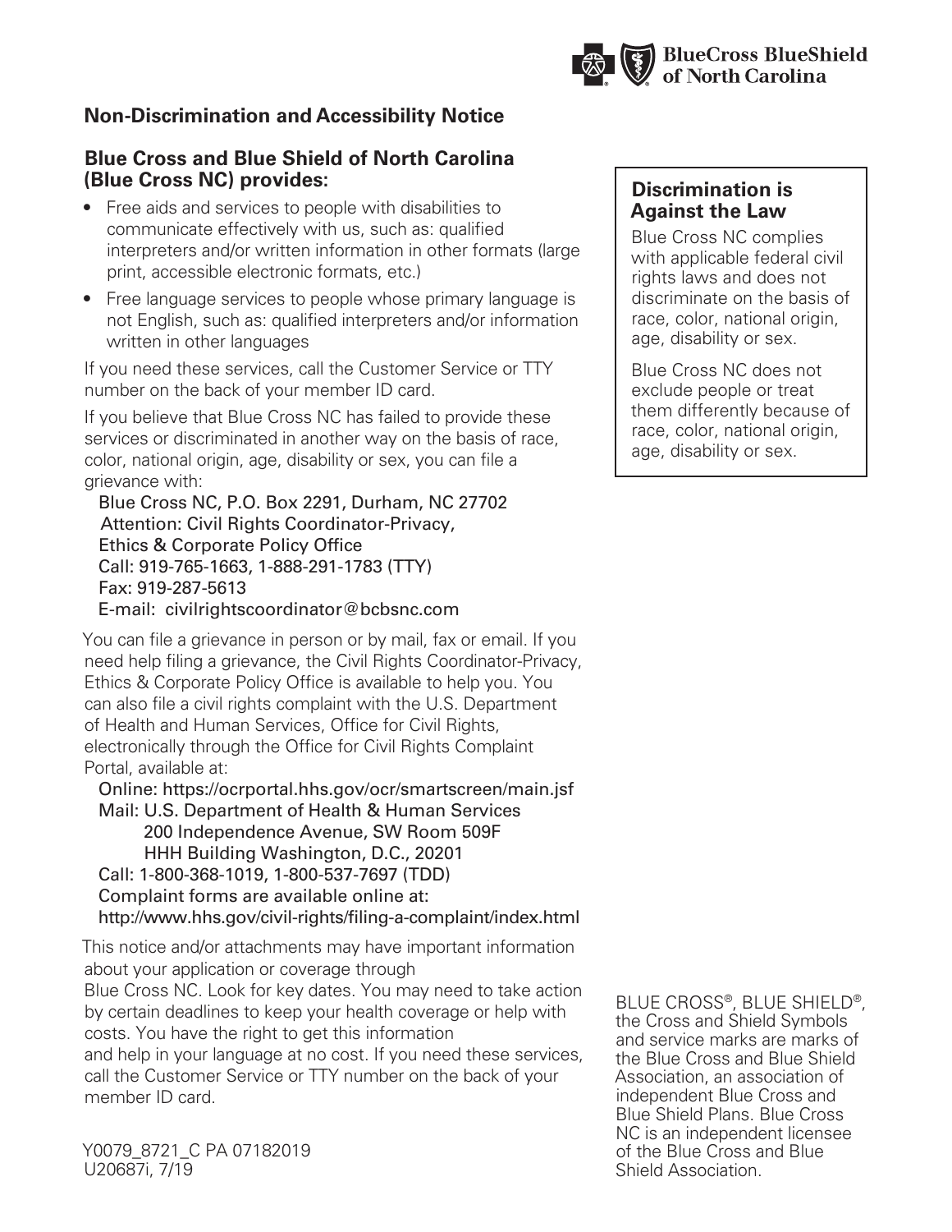BlueCross BlueShield of North Carolina

## Non-Discrimination and Accessibility Notice

### Blue Cross and Blue Shield of North Carolina (Blue Cross NC) provides:

- Free aids and services to people with disabilities to communicate effectively with us, such as: qualified interpreters and/or written information in other formats (large print, accessible electronic formats, etc.)
- Free language services to people whose primary language is not English, such as: qualified interpreters and/or information written in other languages

If you need these services, call the Customer Service or TTY number on the back of your member ID card.

If you believe that Blue Cross NC has failed to provide these services or discriminated in another way on the basis of race, color, national origin, age, disability or sex, you can file a grievance with:

Blue Cross NC, P.O. Box 2291, Durham, NC 27702
Attention: Civil Rights Coordinator-Privacy,
Ethics & Corporate Policy Office
Call: 919-765-1663, 1-888-291-1783 (TTY)
Fax: 919-287-5613
E-mail: civilrightscoordinator@bcbsnc.com

You can file a grievance in person or by mail, fax or email. If you need help filing a grievance, the Civil Rights Coordinator-Privacy, Ethics & Corporate Policy Office is available to help you. You can also file a civil rights complaint with the U.S. Department of Health and Human Services, Office for Civil Rights, electronically through the Office for Civil Rights Complaint Portal, available at:

Online: https://ocrportal.hhs.gov/ocr/smartscreen/main.jsf
Mail: U.S. Department of Health & Human Services
200 Independence Avenue, SW Room 509F
HHH Building Washington, D.C., 20201
Call: 1-800-368-1019, 1-800-537-7697 (TDD)
Complaint forms are available online at:
http://www.hhs.gov/civil-rights/filing-a-complaint/index.html

This notice and/or attachments may have important information about your application or coverage through Blue Cross NC. Look for key dates. You may need to take action by certain deadlines to keep your health coverage or help with costs. You have the right to get this information and help in your language at no cost. If you need these services, call the Customer Service or TTY number on the back of your member ID card.

### Discrimination is Against the Law

Blue Cross NC complies with applicable federal civil rights laws and does not discriminate on the basis of race, color, national origin, age, disability or sex.

Blue Cross NC does not exclude people or treat them differently because of race, color, national origin, age, disability or sex.

BLUE CROSS®, BLUE SHIELD®, the Cross and Shield Symbols and service marks are marks of the Blue Cross and Blue Shield Association, an association of independent Blue Cross and Blue Shield Plans. Blue Cross NC is an independent licensee of the Blue Cross and Blue Shield Association.

Y0079_8721_C PA 07182019
U20687i, 7/19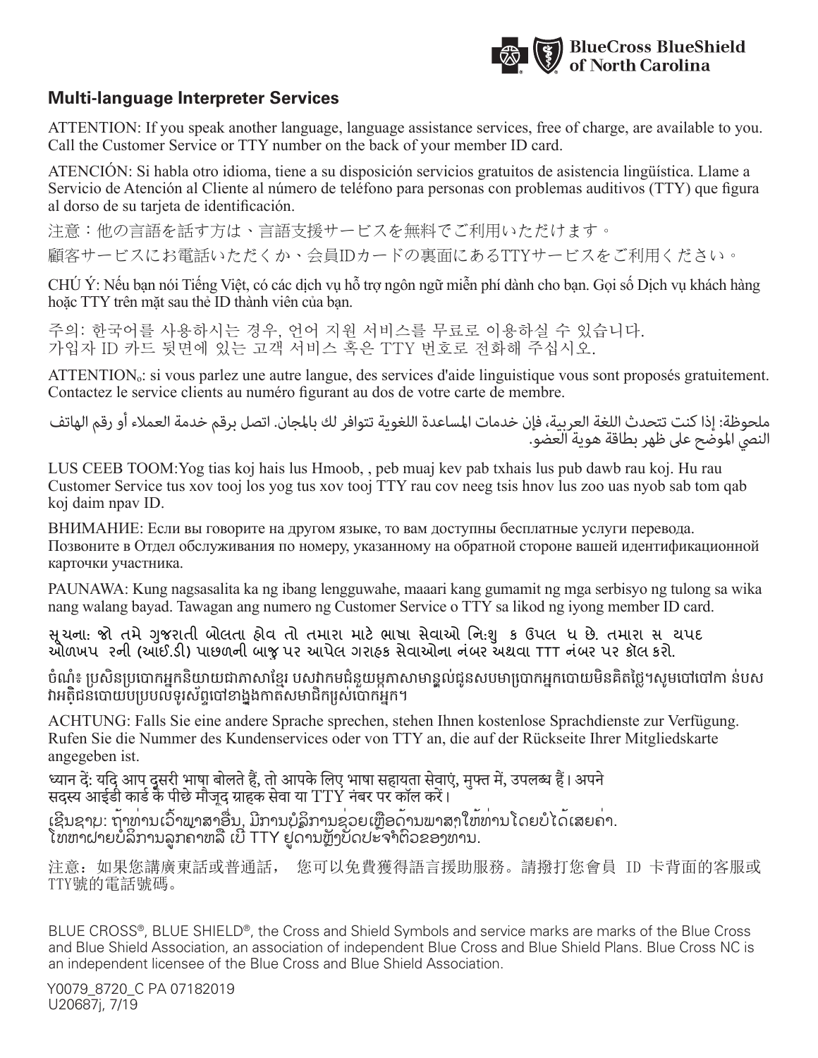BlueCross BlueShield of North Carolina

## Multi-language Interpreter Services

ATTENTION: If you speak another language, language assistance services, free of charge, are available to you. Call the Customer Service or TTY number on the back of your member ID card.

ATENCIÓN: Si habla otro idioma, tiene a su disposición servicios gratuitos de asistencia lingüística. Llame a Servicio de Atención al Cliente al número de teléfono para personas con problemas auditivos (TTY) que figura al dorso de su tarjeta de identificación.

注意：他の言語を話す方は、言語支援サービスを無料でご利用いただけます。
顧客サービスにお電話いただくか、会員IDカードの裏面にあるTTYサービスをご利用ください。

CHÚ Ý: Nếu bạn nói Tiếng Việt, có các dịch vụ hỗ trợ ngôn ngữ miễn phí dành cho bạn. Gọi số Dịch vụ khách hàng hoặc TTY trên mặt sau thẻ ID thành viên của bạn.

주의: 한국어를 사용하시는 경우, 언어 지원 서비스를 무료로 이용하실 수 있습니다.
가입자 ID 카드 뒷면에 있는 고객 서비스 혹은 TTY 번호로 전화해 주십시오.

ATTENTIONₒ: si vous parlez une autre langue, des services d'aide linguistique vous sont proposés gratuitement. Contactez le service clients au numéro figurant au dos de votre carte de membre.

ملحوظة: إذا كنت تتحدث اللغة العربية، فإن خدمات المساعدة اللغوية تتوافر لك بالمجان. اتصل برقم خدمة العملاء أو رقم الهاتف النصي الموضح على ظهر بطاقة هوية العضو.

LUS CEEB TOOM:Yog tias koj hais lus Hmoob, , peb muaj kev pab txhais lus pub dawb rau koj. Hu rau Customer Service tus xov tooj los yog tus xov tooj TTY rau cov neeg tsis hnov lus zoo uas nyob sab tom qab koj daim npav ID.

ВНИМАНИЕ: Если вы говорите на другом языке, то вам доступны бесплатные услуги перевода. Позвоните в Отдел обслуживания по номеру, указанному на обратной стороне вашей идентификационной карточки участника.

PAUNAWA: Kung nagsasalita ka ng ibang lengguwahe, maaari kang gumamit ng mga serbisyo ng tulong sa wika nang walang bayad. Tawagan ang numero ng Customer Service o TTY sa likod ng iyong member ID card.

સૂચના: જો તમે ગુજરાતી બોલતા હોવ તો તમારા માટે ભાષા સેવાઓ નિ:શુ ક ઉપલ ધ છે. તમારા સ યપદ ઓળખપ રની (આઈ.ડી) પાછળની બાજુ પર આપેલ ગરાહક સેવાઓના નંબર અથવા TTT નંબર પર કૉલ કરો.

ចំណាំ៖ ប្រសិនប្រោកអ្នកនិយាយជាភាសាខ្មែរ បសវាកមជំនួយម្កភាសាមាន្តល់ជូនសបមាប្រោកអ្នកោយមិនគិតថ្លៃ។សូមបៅបៅកា ន់បស វាអតិជនបោយបប្របល់ទូរស័ព្ទបៅខាងងកាតសមាជិករបស់បោកអ្នក។

ACHTUNG: Falls Sie eine andere Sprache sprechen, stehen Ihnen kostenlose Sprachdienste zur Verfügung. Rufen Sie die Nummer des Kundenservices oder von TTY an, die auf der Rückseite Ihrer Mitgliedskarte angegeben ist.

ध्यान दें: यदि आप दूसरी भाषा बोलते हैं, तो आपके लिए भाषा सहायता सेवाएं, मुफ्त में, उपलब्ध हैं। अपने सदस्य आईडी कार्ड के पीछे मौजूद ग्राहक सेवा या TTY नंबर पर कॉल करें।

ເຊີນຊາບ: ຖ້າທ່ານເວົ້າພາສາອື່ນ, ມີການບໍລິການຊ່ວຍເຫຼືອດ້ານພາສາໃຫ້ທ່ານໂດຍບໍ່ໄດ້ເສຍຄ່າ. ໂທຫາຝ່າຍບໍລິການລູກຄ້າຫລື ເບີ TTY ຢູ່ດ້ານຫຼັງບັດປະຈຳຕົວຂອງທ່ານ.

注意：如果您講廣東話或普通話， 您可以免費獲得語言援助服務。請撥打您會員 ID 卡背面的客服或TTY號的電話號碼。

BLUE CROSS®, BLUE SHIELD®, the Cross and Shield Symbols and service marks are marks of the Blue Cross and Blue Shield Association, an association of independent Blue Cross and Blue Shield Plans. Blue Cross NC is an independent licensee of the Blue Cross and Blue Shield Association.

Y0079_8720_C PA 07182019
U20687j, 7/19